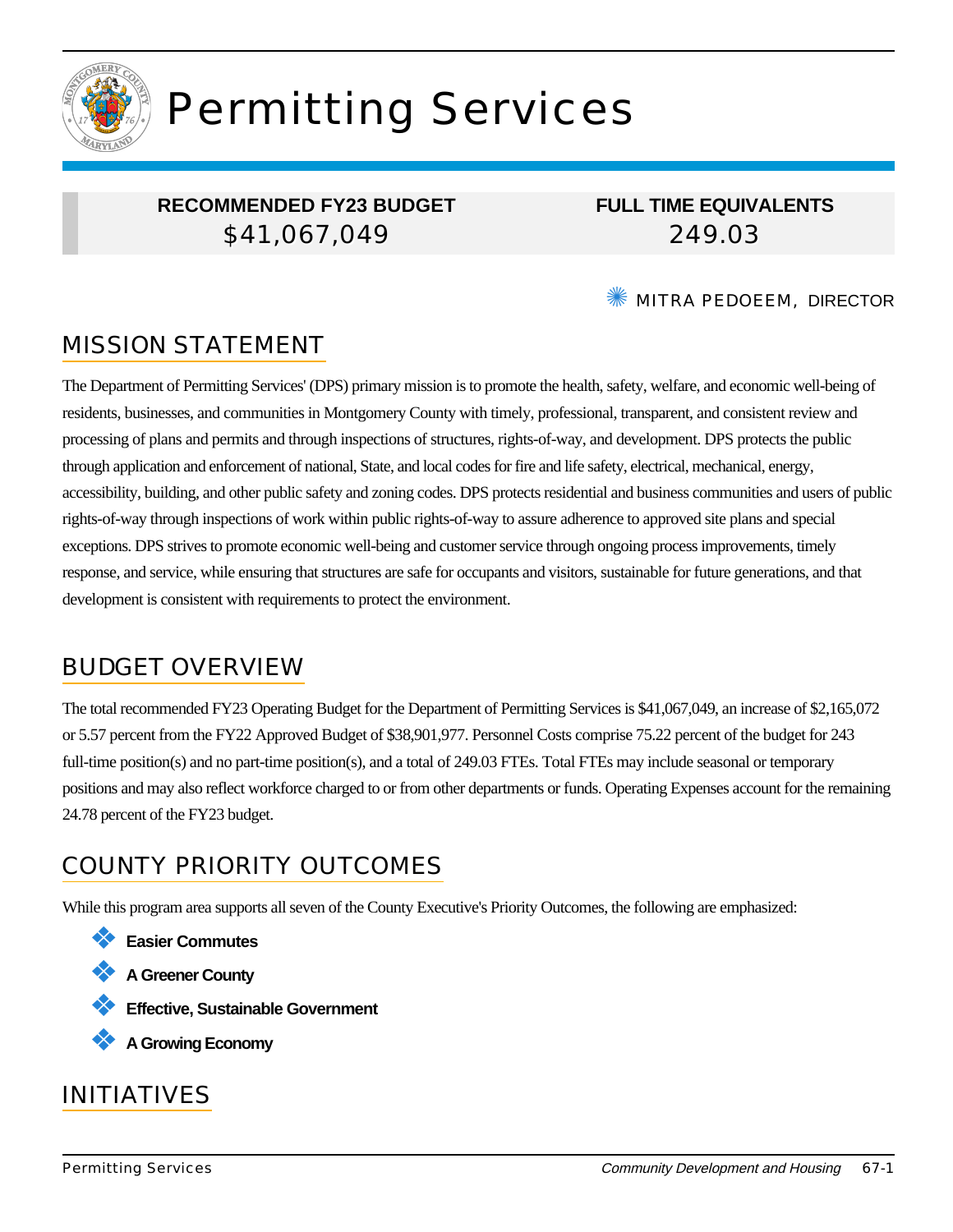# Permitting Services

| RECOMMENDED FY23 BUDGET | FULL TIME EQUIVALENTS |
|---|---|
| $41,067,049 | 249.03 |

MITRA PEDOEEM, DIRECTOR

## MISSION STATEMENT

The Department of Permitting Services' (DPS) primary mission is to promote the health, safety, welfare, and economic well-being of residents, businesses, and communities in Montgomery County with timely, professional, transparent, and consistent review and processing of plans and permits and through inspections of structures, rights-of-way, and development. DPS protects the public through application and enforcement of national, State, and local codes for fire and life safety, electrical, mechanical, energy, accessibility, building, and other public safety and zoning codes. DPS protects residential and business communities and users of public rights-of-way through inspections of work within public rights-of-way to assure adherence to approved site plans and special exceptions. DPS strives to promote economic well-being and customer service through ongoing process improvements, timely response, and service, while ensuring that structures are safe for occupants and visitors, sustainable for future generations, and that development is consistent with requirements to protect the environment.

## BUDGET OVERVIEW

The total recommended FY23 Operating Budget for the Department of Permitting Services is $41,067,049, an increase of $2,165,072 or 5.57 percent from the FY22 Approved Budget of $38,901,977. Personnel Costs comprise 75.22 percent of the budget for 243 full-time position(s) and no part-time position(s), and a total of 249.03 FTEs. Total FTEs may include seasonal or temporary positions and may also reflect workforce charged to or from other departments or funds. Operating Expenses account for the remaining 24.78 percent of the FY23 budget.

## COUNTY PRIORITY OUTCOMES

While this program area supports all seven of the County Executive's Priority Outcomes, the following are emphasized:

- **Easier Commutes**
- **A Greener County**
- **Effective, Sustainable Government**
- **A Growing Economy**

## INITIATIVES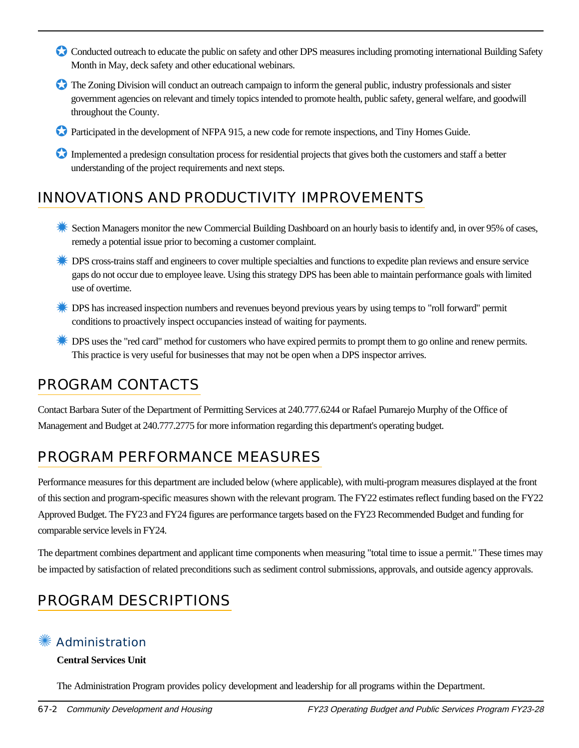- Conducted outreach to educate the public on safety and other DPS measures including promoting international Building Safety Month in May, deck safety and other educational webinars.
- The Zoning Division will conduct an outreach campaign to inform the general public, industry professionals and sister government agencies on relevant and timely topics intended to promote health, public safety, general welfare, and goodwill throughout the County.
- Participated in the development of NFPA 915, a new code for remote inspections, and Tiny Homes Guide.
- Implemented a predesign consultation process for residential projects that gives both the customers and staff a better understanding of the project requirements and next steps.

## INNOVATIONS AND PRODUCTIVITY IMPROVEMENTS

- Section Managers monitor the new Commercial Building Dashboard on an hourly basis to identify and, in over 95% of cases, remedy a potential issue prior to becoming a customer complaint.
- DPS cross-trains staff and engineers to cover multiple specialties and functions to expedite plan reviews and ensure service gaps do not occur due to employee leave. Using this strategy DPS has been able to maintain performance goals with limited use of overtime.
- DPS has increased inspection numbers and revenues beyond previous years by using temps to "roll forward" permit conditions to proactively inspect occupancies instead of waiting for payments.
- DPS uses the "red card" method for customers who have expired permits to prompt them to go online and renew permits. This practice is very useful for businesses that may not be open when a DPS inspector arrives.

## PROGRAM CONTACTS

Contact Barbara Suter of the Department of Permitting Services at 240.777.6244 or Rafael Pumarejo Murphy of the Office of Management and Budget at 240.777.2775 for more information regarding this department's operating budget.

## PROGRAM PERFORMANCE MEASURES

Performance measures for this department are included below (where applicable), with multi-program measures displayed at the front of this section and program-specific measures shown with the relevant program. The FY22 estimates reflect funding based on the FY22 Approved Budget. The FY23 and FY24 figures are performance targets based on the FY23 Recommended Budget and funding for comparable service levels in FY24.

The department combines department and applicant time components when measuring "total time to issue a permit." These times may be impacted by satisfaction of related preconditions such as sediment control submissions, approvals, and outside agency approvals.

## PROGRAM DESCRIPTIONS

### Administration

**Central Services Unit**

The Administration Program provides policy development and leadership for all programs within the Department.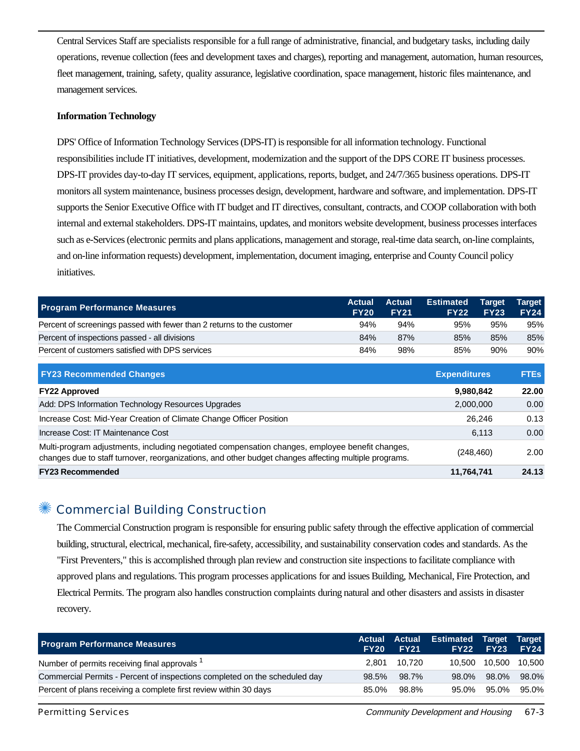Central Services Staff are specialists responsible for a full range of administrative, financial, and budgetary tasks, including daily operations, revenue collection (fees and development taxes and charges), reporting and management, automation, human resources, fleet management, training, safety, quality assurance, legislative coordination, space management, historic files maintenance, and management services.

**Information Technology**

DPS' Office of Information Technology Services (DPS-IT) is responsible for all information technology. Functional responsibilities include IT initiatives, development, modernization and the support of the DPS CORE IT business processes. DPS-IT provides day-to-day IT services, equipment, applications, reports, budget, and 24/7/365 business operations. DPS-IT monitors all system maintenance, business processes design, development, hardware and software, and implementation. DPS-IT supports the Senior Executive Office with IT budget and IT directives, consultant, contracts, and COOP collaboration with both internal and external stakeholders. DPS-IT maintains, updates, and monitors website development, business processes interfaces such as e-Services (electronic permits and plans applications, management and storage, real-time data search, on-line complaints, and on-line information requests) development, implementation, document imaging, enterprise and County Council policy initiatives.

| Program Performance Measures | Actual FY20 | Actual FY21 | Estimated FY22 | Target FY23 | Target FY24 |
|---|---|---|---|---|---|
| Percent of screenings passed with fewer than 2 returns to the customer | 94% | 94% | 95% | 95% | 95% |
| Percent of inspections passed - all divisions | 84% | 87% | 85% | 85% | 85% |
| Percent of customers satisfied with DPS services | 84% | 98% | 85% | 90% | 90% |

| FY23 Recommended Changes | Expenditures | FTEs |
|---|---|---|
| **FY22 Approved** | **9,980,842** | **22.00** |
| Add: DPS Information Technology Resources Upgrades | 2,000,000 | 0.00 |
| Increase Cost: Mid-Year Creation of Climate Change Officer Position | 26,246 | 0.13 |
| Increase Cost: IT Maintenance Cost | 6,113 | 0.00 |
| Multi-program adjustments, including negotiated compensation changes, employee benefit changes, changes due to staff turnover, reorganizations, and other budget changes affecting multiple programs. | (248,460) | 2.00 |
| **FY23 Recommended** | **11,764,741** | **24.13** |

## Commercial Building Construction

The Commercial Construction program is responsible for ensuring public safety through the effective application of commercial building, structural, electrical, mechanical, fire-safety, accessibility, and sustainability conservation codes and standards. As the "First Preventers," this is accomplished through plan review and construction site inspections to facilitate compliance with approved plans and regulations. This program processes applications for and issues Building, Mechanical, Fire Protection, and Electrical Permits. The program also handles construction complaints during natural and other disasters and assists in disaster recovery.

| Program Performance Measures | Actual FY20 | Actual FY21 | Estimated FY22 | Target FY23 | Target FY24 |
|---|---|---|---|---|---|
| Number of permits receiving final approvals [1] | 2,801 | 10,720 | 10,500 | 10,500 | 10,500 |
| Commercial Permits - Percent of inspections completed on the scheduled day | 98.5% | 98.7% | 98.0% | 98.0% | 98.0% |
| Percent of plans receiving a complete first review within 30 days | 85.0% | 98.8% | 95.0% | 95.0% | 95.0% |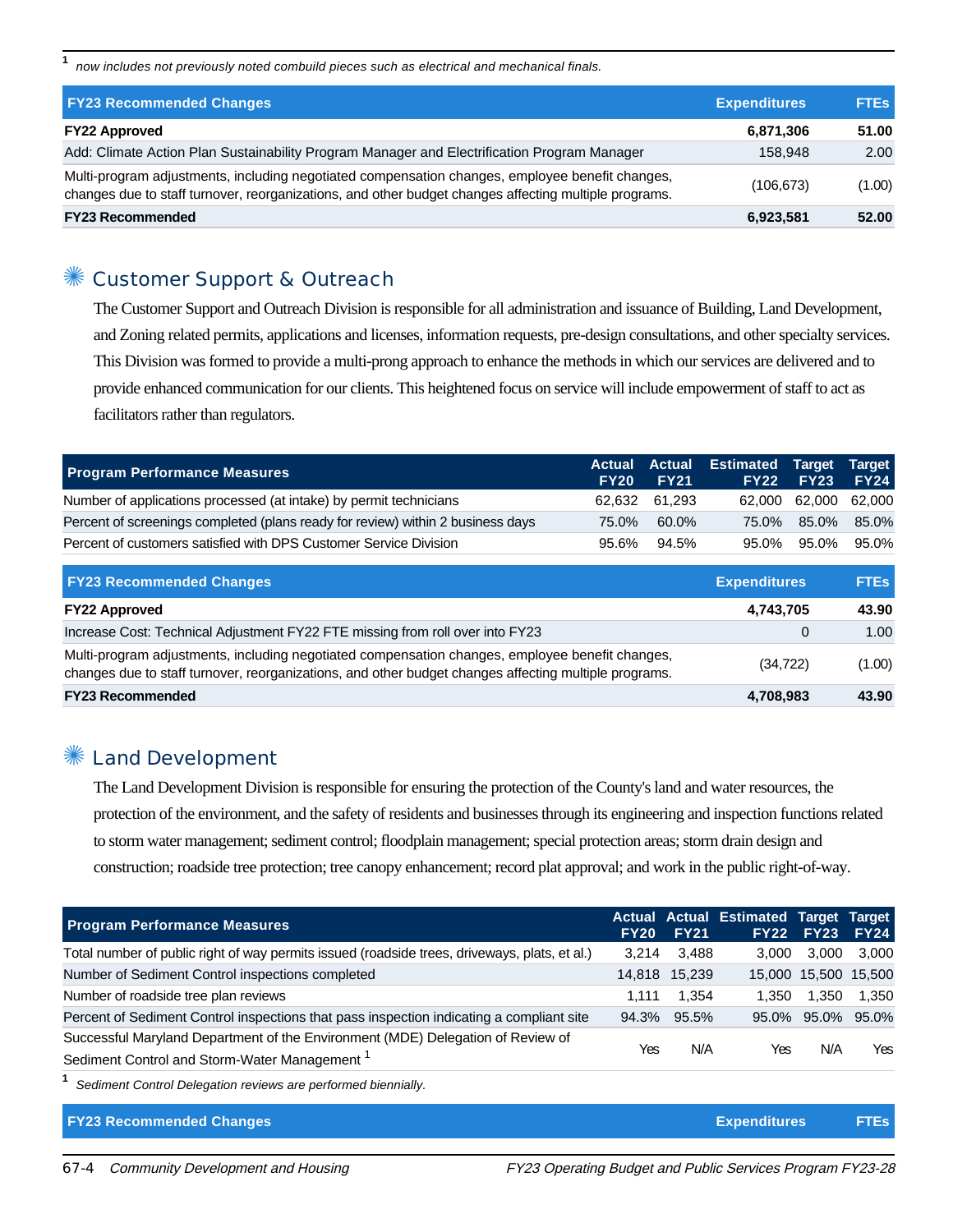[1] *now includes not previously noted combuild pieces such as electrical and mechanical finals.*

| FY23 Recommended Changes | Expenditures | FTEs |
|---|---|---|
| **FY22 Approved** | **6,871,306** | **51.00** |
| Add: Climate Action Plan Sustainability Program Manager and Electrification Program Manager | 158,948 | 2.00 |
| Multi-program adjustments, including negotiated compensation changes, employee benefit changes, changes due to staff turnover, reorganizations, and other budget changes affecting multiple programs. | (106,673) | (1.00) |
| **FY23 Recommended** | **6,923,581** | **52.00** |

## Customer Support & Outreach

The Customer Support and Outreach Division is responsible for all administration and issuance of Building, Land Development, and Zoning related permits, applications and licenses, information requests, pre-design consultations, and other specialty services. This Division was formed to provide a multi-prong approach to enhance the methods in which our services are delivered and to provide enhanced communication for our clients. This heightened focus on service will include empowerment of staff to act as facilitators rather than regulators.

| Program Performance Measures | Actual FY20 | Actual FY21 | Estimated FY22 | Target FY23 | Target FY24 |
|---|---|---|---|---|---|
| Number of applications processed (at intake) by permit technicians | 62,632 | 61,293 | 62,000 | 62,000 | 62,000 |
| Percent of screenings completed (plans ready for review) within 2 business days | 75.0% | 60.0% | 75.0% | 85.0% | 85.0% |
| Percent of customers satisfied with DPS Customer Service Division | 95.6% | 94.5% | 95.0% | 95.0% | 95.0% |

| FY23 Recommended Changes | Expenditures | FTEs |
|---|---|---|
| **FY22 Approved** | **4,743,705** | **43.90** |
| Increase Cost: Technical Adjustment FY22 FTE missing from roll over into FY23 | 0 | 1.00 |
| Multi-program adjustments, including negotiated compensation changes, employee benefit changes, changes due to staff turnover, reorganizations, and other budget changes affecting multiple programs. | (34,722) | (1.00) |
| **FY23 Recommended** | **4,708,983** | **43.90** |

## Land Development

The Land Development Division is responsible for ensuring the protection of the County's land and water resources, the protection of the environment, and the safety of residents and businesses through its engineering and inspection functions related to storm water management; sediment control; floodplain management; special protection areas; storm drain design and construction; roadside tree protection; tree canopy enhancement; record plat approval; and work in the public right-of-way.

| Program Performance Measures | Actual FY20 | Actual FY21 | Estimated FY22 | Target FY23 | Target FY24 |
|---|---|---|---|---|---|
| Total number of public right of way permits issued (roadside trees, driveways, plats, et al.) | 3,214 | 3,488 | 3,000 | 3,000 | 3,000 |
| Number of Sediment Control inspections completed | 14,818 | 15,239 | 15,000 | 15,500 | 15,500 |
| Number of roadside tree plan reviews | 1,111 | 1,354 | 1,350 | 1,350 | 1,350 |
| Percent of Sediment Control inspections that pass inspection indicating a compliant site | 94.3% | 95.5% | 95.0% | 95.0% | 95.0% |
| Successful Maryland Department of the Environment (MDE) Delegation of Review of Sediment Control and Storm-Water Management [1] | Yes | N/A | Yes | N/A | Yes |

[1] *Sediment Control Delegation reviews are performed biennially.*

| FY23 Recommended Changes | Expenditures | FTEs |
|---|---|---|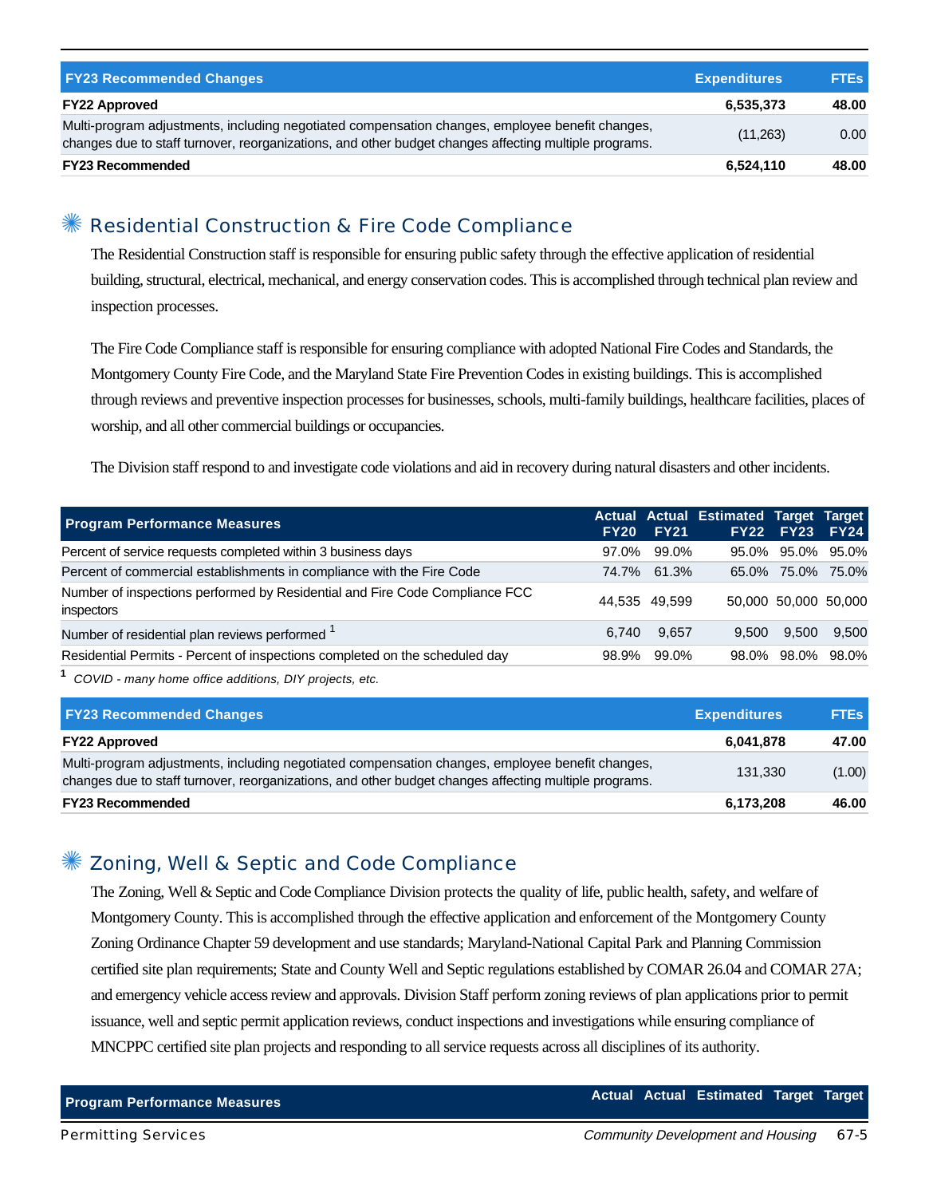| FY23 Recommended Changes | Expenditures | FTEs |
|---|---|---|
| **FY22 Approved** | **6,535,373** | **48.00** |
| Multi-program adjustments, including negotiated compensation changes, employee benefit changes, changes due to staff turnover, reorganizations, and other budget changes affecting multiple programs. | (11,263) | 0.00 |
| **FY23 Recommended** | **6,524,110** | **48.00** |

## Residential Construction & Fire Code Compliance

The Residential Construction staff is responsible for ensuring public safety through the effective application of residential building, structural, electrical, mechanical, and energy conservation codes. This is accomplished through technical plan review and inspection processes.

The Fire Code Compliance staff is responsible for ensuring compliance with adopted National Fire Codes and Standards, the Montgomery County Fire Code, and the Maryland State Fire Prevention Codes in existing buildings. This is accomplished through reviews and preventive inspection processes for businesses, schools, multi-family buildings, healthcare facilities, places of worship, and all other commercial buildings or occupancies.

The Division staff respond to and investigate code violations and aid in recovery during natural disasters and other incidents.

| Program Performance Measures | Actual FY20 | Actual FY21 | Estimated FY22 | Target FY23 | Target FY24 |
|---|---|---|---|---|---|
| Percent of service requests completed within 3 business days | 97.0% | 99.0% | 95.0% | 95.0% | 95.0% |
| Percent of commercial establishments in compliance with the Fire Code | 74.7% | 61.3% | 65.0% | 75.0% | 75.0% |
| Number of inspections performed by Residential and Fire Code Compliance FCC inspectors | 44,535 | 49,599 | 50,000 | 50,000 | 50,000 |
| Number of residential plan reviews performed [1] | 6,740 | 9,657 | 9,500 | 9,500 | 9,500 |
| Residential Permits - Percent of inspections completed on the scheduled day | 98.9% | 99.0% | 98.0% | 98.0% | 98.0% |

[1] *COVID - many home office additions, DIY projects, etc.*

| FY23 Recommended Changes | Expenditures | FTEs |
|---|---|---|
| **FY22 Approved** | **6,041,878** | **47.00** |
| Multi-program adjustments, including negotiated compensation changes, employee benefit changes, changes due to staff turnover, reorganizations, and other budget changes affecting multiple programs. | 131,330 | (1.00) |
| **FY23 Recommended** | **6,173,208** | **46.00** |

## Zoning, Well & Septic and Code Compliance

The Zoning, Well & Septic and Code Compliance Division protects the quality of life, public health, safety, and welfare of Montgomery County. This is accomplished through the effective application and enforcement of the Montgomery County Zoning Ordinance Chapter 59 development and use standards; Maryland-National Capital Park and Planning Commission certified site plan requirements; State and County Well and Septic regulations established by COMAR 26.04 and COMAR 27A; and emergency vehicle access review and approvals. Division Staff perform zoning reviews of plan applications prior to permit issuance, well and septic permit application reviews, conduct inspections and investigations while ensuring compliance of MNCPPC certified site plan projects and responding to all service requests across all disciplines of its authority.

| Program Performance Measures | Actual | Actual | Estimated | Target | Target |
|---|---|---|---|---|---|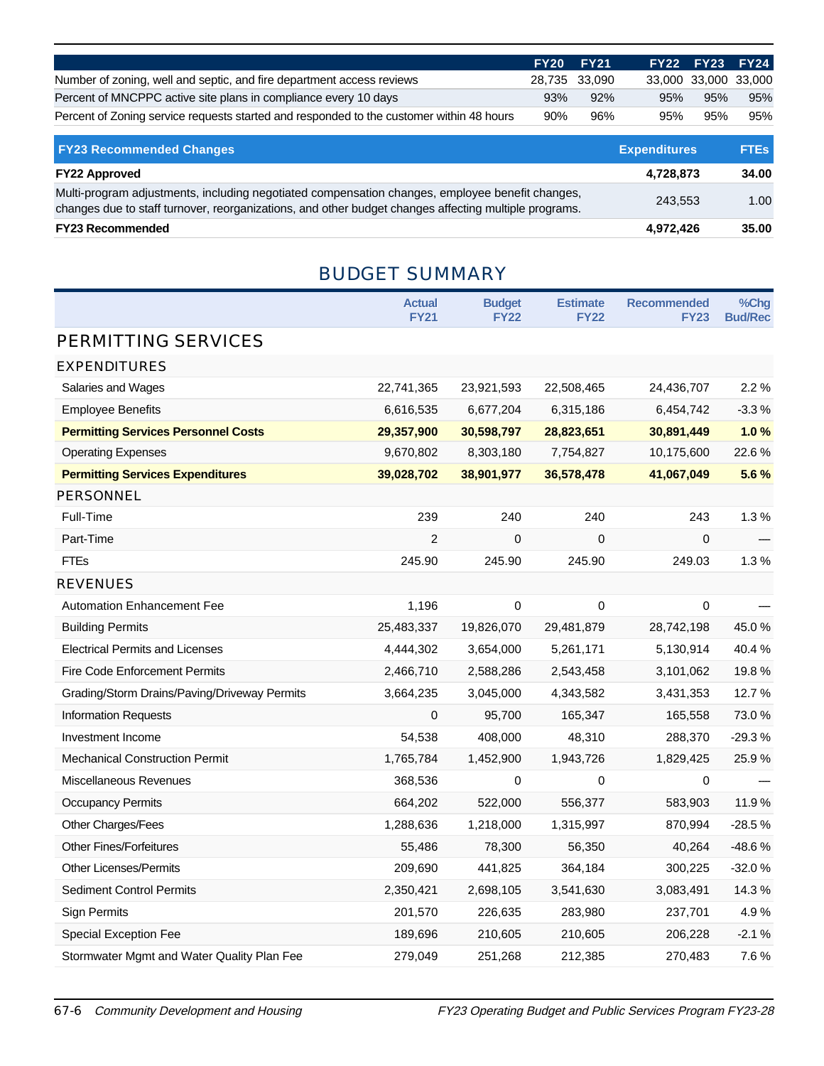| | FY20 | FY21 | FY22 | FY23 | FY24 |
|---|---|---|---|---|---|
| Number of zoning, well and septic, and fire department access reviews | 28,735 | 33,090 | 33,000 | 33,000 | 33,000 |
| Percent of MNCPPC active site plans in compliance every 10 days | 93% | 92% | 95% | 95% | 95% |
| Percent of Zoning service requests started and responded to the customer within 48 hours | 90% | 96% | 95% | 95% | 95% |

| FY23 Recommended Changes | Expenditures | FTEs |
|---|---|---|
| **FY22 Approved** | **4,728,873** | **34.00** |
| Multi-program adjustments, including negotiated compensation changes, employee benefit changes, changes due to staff turnover, reorganizations, and other budget changes affecting multiple programs. | 243,553 | 1.00 |
| **FY23 Recommended** | **4,972,426** | **35.00** |

## BUDGET SUMMARY

| | Actual FY21 | Budget FY22 | Estimate FY22 | Recommended FY23 | %Chg Bud/Rec |
|---|---|---|---|---|---|
| **PERMITTING SERVICES** | | | | | |
| **EXPENDITURES** | | | | | |
| Salaries and Wages | 22,741,365 | 23,921,593 | 22,508,465 | 24,436,707 | 2.2 % |
| Employee Benefits | 6,616,535 | 6,677,204 | 6,315,186 | 6,454,742 | -3.3 % |
| **Permitting Services Personnel Costs** | **29,357,900** | **30,598,797** | **28,823,651** | **30,891,449** | **1.0 %** |
| Operating Expenses | 9,670,802 | 8,303,180 | 7,754,827 | 10,175,600 | 22.6 % |
| **Permitting Services Expenditures** | **39,028,702** | **38,901,977** | **36,578,478** | **41,067,049** | **5.6 %** |
| **PERSONNEL** | | | | | |
| Full-Time | 239 | 240 | 240 | 243 | 1.3 % |
| Part-Time | 2 | 0 | 0 | 0 | — |
| FTEs | 245.90 | 245.90 | 245.90 | 249.03 | 1.3 % |
| **REVENUES** | | | | | |
| Automation Enhancement Fee | 1,196 | 0 | 0 | 0 | — |
| Building Permits | 25,483,337 | 19,826,070 | 29,481,879 | 28,742,198 | 45.0 % |
| Electrical Permits and Licenses | 4,444,302 | 3,654,000 | 5,261,171 | 5,130,914 | 40.4 % |
| Fire Code Enforcement Permits | 2,466,710 | 2,588,286 | 2,543,458 | 3,101,062 | 19.8 % |
| Grading/Storm Drains/Paving/Driveway Permits | 3,664,235 | 3,045,000 | 4,343,582 | 3,431,353 | 12.7 % |
| Information Requests | 0 | 95,700 | 165,347 | 165,558 | 73.0 % |
| Investment Income | 54,538 | 408,000 | 48,310 | 288,370 | -29.3 % |
| Mechanical Construction Permit | 1,765,784 | 1,452,900 | 1,943,726 | 1,829,425 | 25.9 % |
| Miscellaneous Revenues | 368,536 | 0 | 0 | 0 | — |
| Occupancy Permits | 664,202 | 522,000 | 556,377 | 583,903 | 11.9 % |
| Other Charges/Fees | 1,288,636 | 1,218,000 | 1,315,997 | 870,994 | -28.5 % |
| Other Fines/Forfeitures | 55,486 | 78,300 | 56,350 | 40,264 | -48.6 % |
| Other Licenses/Permits | 209,690 | 441,825 | 364,184 | 300,225 | -32.0 % |
| Sediment Control Permits | 2,350,421 | 2,698,105 | 3,541,630 | 3,083,491 | 14.3 % |
| Sign Permits | 201,570 | 226,635 | 283,980 | 237,701 | 4.9 % |
| Special Exception Fee | 189,696 | 210,605 | 210,605 | 206,228 | -2.1 % |
| Stormwater Mgmt and Water Quality Plan Fee | 279,049 | 251,268 | 212,385 | 270,483 | 7.6 % |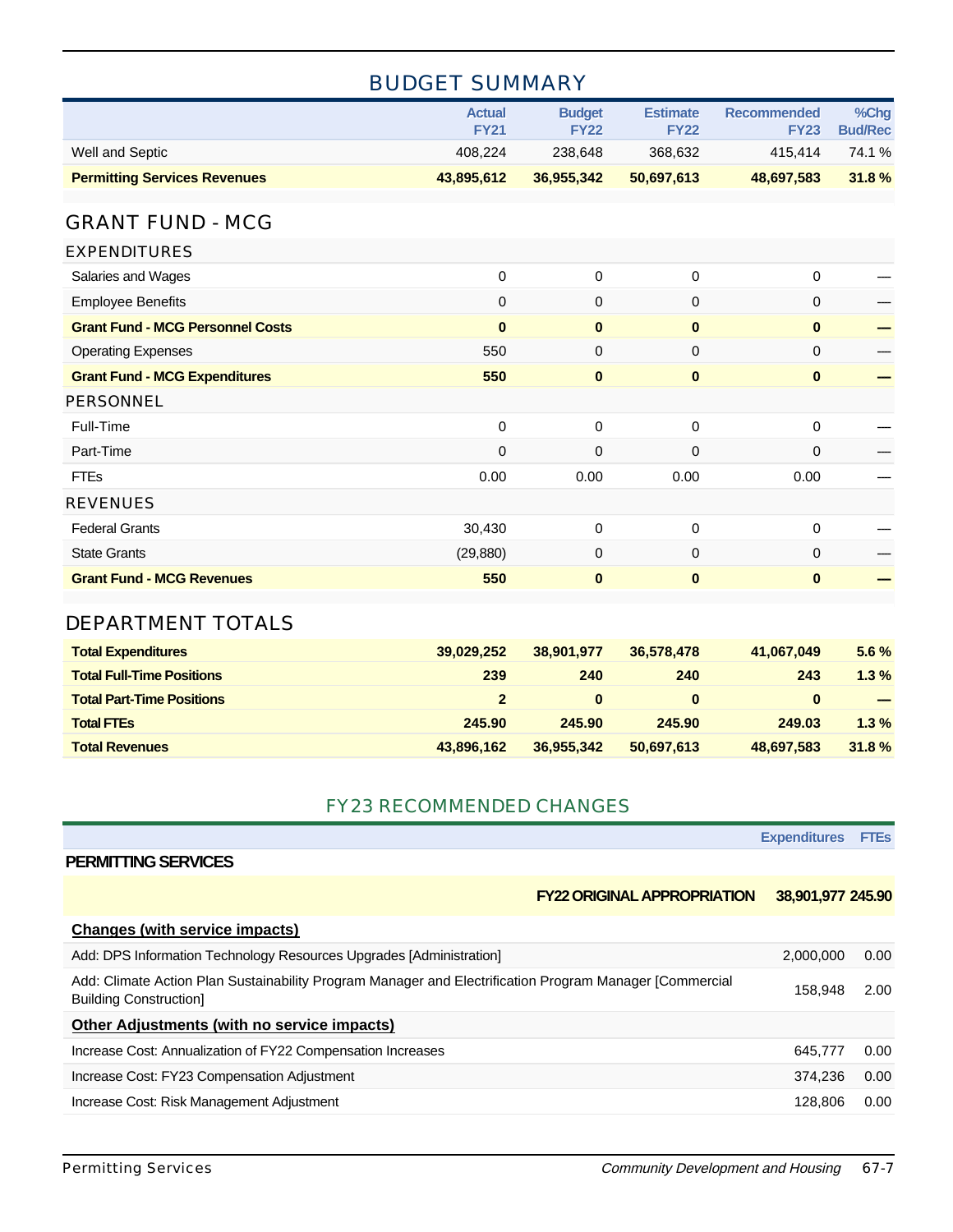## BUDGET SUMMARY

| | Actual FY21 | Budget FY22 | Estimate FY22 | Recommended FY23 | %Chg Bud/Rec |
|---|---|---|---|---|---|
| Well and Septic | 408,224 | 238,648 | 368,632 | 415,414 | 74.1 % |
| **Permitting Services Revenues** | **43,895,612** | **36,955,342** | **50,697,613** | **48,697,583** | **31.8 %** |
| **GRANT FUND - MCG** | | | | | |
| **EXPENDITURES** | | | | | |
| Salaries and Wages | 0 | 0 | 0 | 0 | — |
| Employee Benefits | 0 | 0 | 0 | 0 | — |
| **Grant Fund - MCG Personnel Costs** | **0** | **0** | **0** | **0** | **—** |
| Operating Expenses | 550 | 0 | 0 | 0 | — |
| **Grant Fund - MCG Expenditures** | **550** | **0** | **0** | **0** | **—** |
| **PERSONNEL** | | | | | |
| Full-Time | 0 | 0 | 0 | 0 | — |
| Part-Time | 0 | 0 | 0 | 0 | — |
| FTEs | 0.00 | 0.00 | 0.00 | 0.00 | — |
| **REVENUES** | | | | | |
| Federal Grants | 30,430 | 0 | 0 | 0 | — |
| State Grants | (29,880) | 0 | 0 | 0 | — |
| **Grant Fund - MCG Revenues** | **550** | **0** | **0** | **0** | **—** |
| **DEPARTMENT TOTALS** | | | | | |
| **Total Expenditures** | **39,029,252** | **38,901,977** | **36,578,478** | **41,067,049** | **5.6 %** |
| **Total Full-Time Positions** | **239** | **240** | **240** | **243** | **1.3 %** |
| **Total Part-Time Positions** | **2** | **0** | **0** | **0** | **—** |
| **Total FTEs** | **245.90** | **245.90** | **245.90** | **249.03** | **1.3 %** |
| **Total Revenues** | **43,896,162** | **36,955,342** | **50,697,613** | **48,697,583** | **31.8 %** |

## FY23 RECOMMENDED CHANGES

| | Expenditures | FTEs |
|---|---|---|
| **PERMITTING SERVICES** | | |
| **FY22 ORIGINAL APPROPRIATION** | **38,901,977** | **245.90** |
| **Changes (with service impacts)** | | |
| Add: DPS Information Technology Resources Upgrades [Administration] | 2,000,000 | 0.00 |
| Add: Climate Action Plan Sustainability Program Manager and Electrification Program Manager [Commercial Building Construction] | 158,948 | 2.00 |
| **Other Adjustments (with no service impacts)** | | |
| Increase Cost: Annualization of FY22 Compensation Increases | 645,777 | 0.00 |
| Increase Cost: FY23 Compensation Adjustment | 374,236 | 0.00 |
| Increase Cost: Risk Management Adjustment | 128,806 | 0.00 |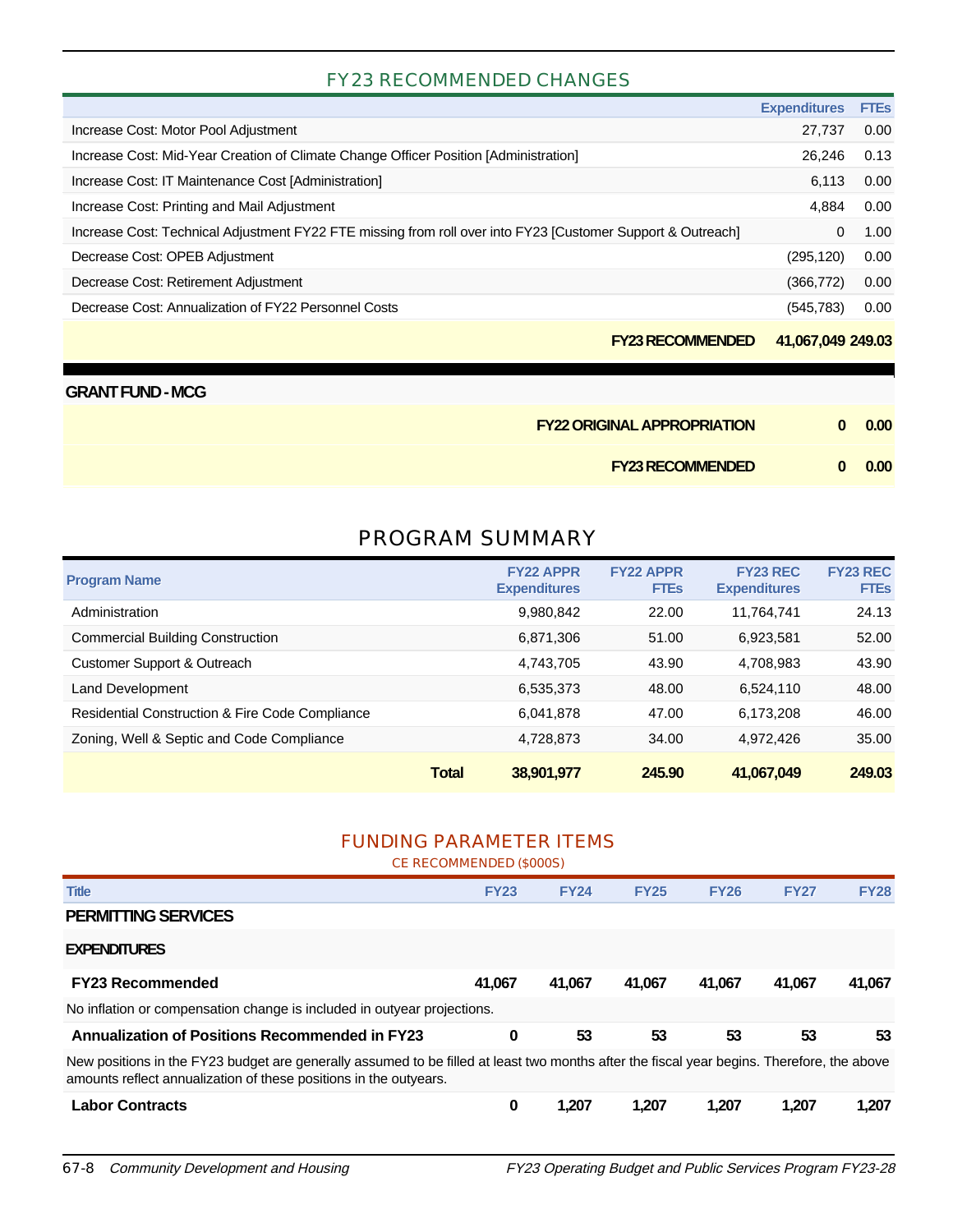## FY23 RECOMMENDED CHANGES

| | Expenditures | FTEs |
|---|---|---|
| Increase Cost: Motor Pool Adjustment | 27,737 | 0.00 |
| Increase Cost: Mid-Year Creation of Climate Change Officer Position [Administration] | 26,246 | 0.13 |
| Increase Cost: IT Maintenance Cost [Administration] | 6,113 | 0.00 |
| Increase Cost: Printing and Mail Adjustment | 4,884 | 0.00 |
| Increase Cost: Technical Adjustment FY22 FTE missing from roll over into FY23 [Customer Support & Outreach] | 0 | 1.00 |
| Decrease Cost: OPEB Adjustment | (295,120) | 0.00 |
| Decrease Cost: Retirement Adjustment | (366,772) | 0.00 |
| Decrease Cost: Annualization of FY22 Personnel Costs | (545,783) | 0.00 |
| **FY23 RECOMMENDED** | **41,067,049** | **249.03** |

**GRANT FUND - MCG**

| | Expenditures | FTEs |
|---|---|---|
| **FY22 ORIGINAL APPROPRIATION** | **0** | **0.00** |
| **FY23 RECOMMENDED** | **0** | **0.00** |

## PROGRAM SUMMARY

| Program Name | FY22 APPR Expenditures | FY22 APPR FTEs | FY23 REC Expenditures | FY23 REC FTEs |
|---|---|---|---|---|
| Administration | 9,980,842 | 22.00 | 11,764,741 | 24.13 |
| Commercial Building Construction | 6,871,306 | 51.00 | 6,923,581 | 52.00 |
| Customer Support & Outreach | 4,743,705 | 43.90 | 4,708,983 | 43.90 |
| Land Development | 6,535,373 | 48.00 | 6,524,110 | 48.00 |
| Residential Construction & Fire Code Compliance | 6,041,878 | 47.00 | 6,173,208 | 46.00 |
| Zoning, Well & Septic and Code Compliance | 4,728,873 | 34.00 | 4,972,426 | 35.00 |
| **Total** | **38,901,977** | **245.90** | **41,067,049** | **249.03** |

## FUNDING PARAMETER ITEMS

CE RECOMMENDED ($000S)

| Title | FY23 | FY24 | FY25 | FY26 | FY27 | FY28 |
|---|---|---|---|---|---|---|
| **PERMITTING SERVICES** | | | | | | |
| **EXPENDITURES** | | | | | | |
| **FY23 Recommended** | **41,067** | **41,067** | **41,067** | **41,067** | **41,067** | **41,067** |
| No inflation or compensation change is included in outyear projections. | | | | | | |
| **Annualization of Positions Recommended in FY23** | **0** | **53** | **53** | **53** | **53** | **53** |
| New positions in the FY23 budget are generally assumed to be filled at least two months after the fiscal year begins. Therefore, the above amounts reflect annualization of these positions in the outyears. | | | | | | |
| **Labor Contracts** | **0** | **1,207** | **1,207** | **1,207** | **1,207** | **1,207** |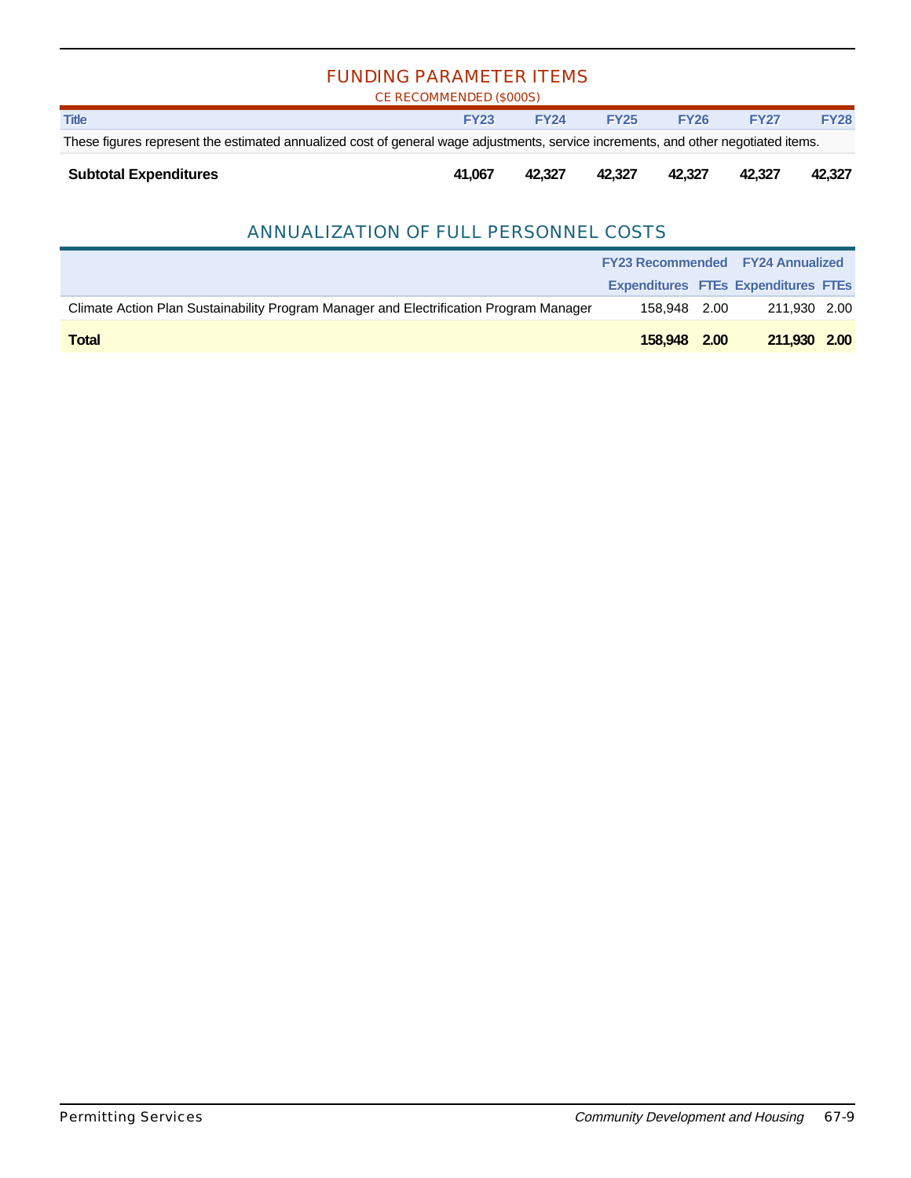## FUNDING PARAMETER ITEMS

CE RECOMMENDED ($000S)

| Title | FY23 | FY24 | FY25 | FY26 | FY27 | FY28 |
|---|---|---|---|---|---|---|
| These figures represent the estimated annualized cost of general wage adjustments, service increments, and other negotiated items. | | | | | | |
| **Subtotal Expenditures** | **41,067** | **42,327** | **42,327** | **42,327** | **42,327** | **42,327** |

## ANNUALIZATION OF FULL PERSONNEL COSTS

| | FY23 Recommended | | FY24 Annualized | |
|---|---|---|---|---|
| | Expenditures | FTEs | Expenditures | FTEs |
| Climate Action Plan Sustainability Program Manager and Electrification Program Manager | 158,948 | 2.00 | 211,930 | 2.00 |
| **Total** | **158,948** | **2.00** | **211,930** | **2.00** |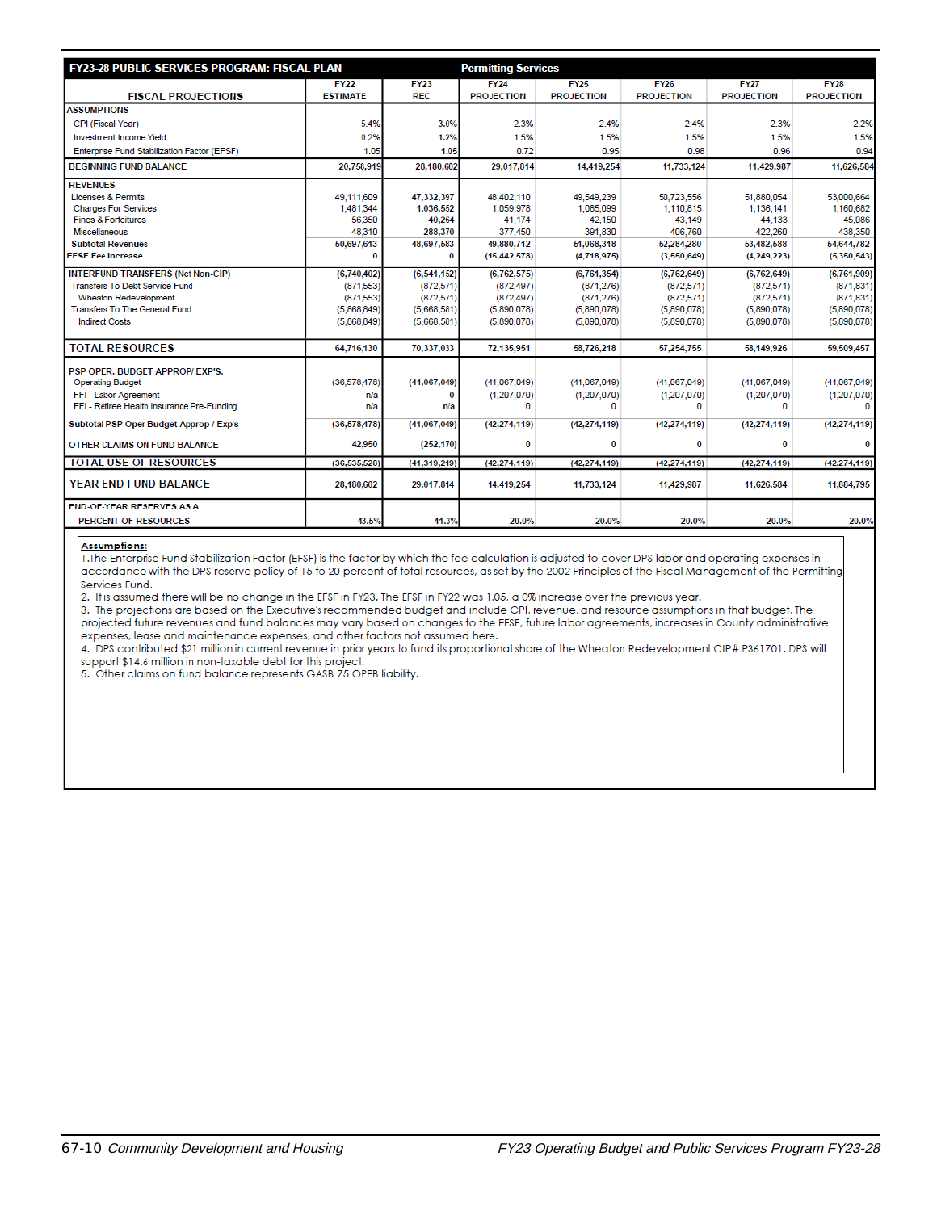## FY23-28 PUBLIC SERVICES PROGRAM: FISCAL PLAN — Permitting Services

| FISCAL PROJECTIONS | FY22 ESTIMATE | FY23 REC | FY24 PROJECTION | FY25 PROJECTION | FY26 PROJECTION | FY27 PROJECTION | FY28 PROJECTION |
|---|---|---|---|---|---|---|---|
| **ASSUMPTIONS** | | | | | | | |
| CPI (Fiscal Year) | 5.4% | 3.0% | 2.3% | 2.4% | 2.4% | 2.3% | 2.2% |
| Investment Income Yield | 0.2% | 1.2% | 1.5% | 1.5% | 1.5% | 1.5% | 1.5% |
| Enterprise Fund Stabilization Factor (EFSF) | 1.05 | 1.05 | 0.72 | 0.95 | 0.98 | 0.96 | 0.94 |
| **BEGINNING FUND BALANCE** | 20,758,919 | 28,180,602 | 29,017,814 | 14,419,254 | 11,733,124 | 11,429,987 | 11,626,584 |
| **REVENUES** | | | | | | | |
| Licenses & Permits | 49,111,609 | 47,332,397 | 48,402,110 | 49,549,239 | 50,723,556 | 51,880,054 | 53,000,664 |
| Charges For Services | 1,481,344 | 1,036,552 | 1,059,978 | 1,085,099 | 1,110,815 | 1,136,141 | 1,160,682 |
| Fines & Forfeitures | 56,350 | 40,264 | 41,174 | 42,150 | 43,149 | 44,133 | 45,086 |
| Miscellaneous | 48,310 | 288,370 | 377,450 | 391,830 | 406,760 | 422,260 | 438,350 |
| Subtotal Revenues | 50,697,613 | 48,697,583 | 49,880,712 | 51,068,318 | 52,284,280 | 53,482,588 | 54,644,782 |
| EFSF Fee Increase | 0 | 0 | (15,442,578) | (4,718,975) | (3,550,649) | (4,249,223) | (5,350,543) |
| **INTERFUND TRANSFERS (Net Non-CIP)** | (6,740,402) | (6,541,152) | (6,762,575) | (6,761,354) | (6,762,649) | (6,762,649) | (6,761,909) |
| Transfers To Debt Service Fund | (871,553) | (872,571) | (872,497) | (871,276) | (872,571) | (872,571) | (871,831) |
| Wheaton Redevelopment | (871,553) | (872,571) | (872,497) | (871,276) | (872,571) | (872,571) | (871,831) |
| Transfers To The General Fund | (5,868,849) | (5,668,581) | (5,890,078) | (5,890,078) | (5,890,078) | (5,890,078) | (5,890,078) |
| Indirect Costs | (5,868,849) | (5,668,581) | (5,890,078) | (5,890,078) | (5,890,078) | (5,890,078) | (5,890,078) |
| **TOTAL RESOURCES** | 64,716,130 | 70,337,033 | 72,135,951 | 58,726,218 | 57,254,755 | 58,149,926 | 59,509,457 |
| **PSP OPER. BUDGET APPROP/ EXP'S.** | | | | | | | |
| Operating Budget | (36,578,478) | (41,067,049) | (41,067,049) | (41,067,049) | (41,067,049) | (41,067,049) | (41,067,049) |
| FFI - Labor Agreement | n/a | 0 | (1,207,070) | (1,207,070) | (1,207,070) | (1,207,070) | (1,207,070) |
| FFI - Retiree Health Insurance Pre-Funding | n/a | n/a | 0 | 0 | 0 | 0 | 0 |
| Subtotal PSP Oper Budget Approp / Exp's | (36,578,478) | (41,067,049) | (42,274,119) | (42,274,119) | (42,274,119) | (42,274,119) | (42,274,119) |
| OTHER CLAIMS ON FUND BALANCE | 42,950 | (252,170) | 0 | 0 | 0 | 0 | 0 |
| **TOTAL USE OF RESOURCES** | (36,535,528) | (41,319,219) | (42,274,119) | (42,274,119) | (42,274,119) | (42,274,119) | (42,274,119) |
| **YEAR END FUND BALANCE** | 28,180,602 | 29,017,814 | 14,419,254 | 11,733,124 | 11,429,987 | 11,626,584 | 11,884,795 |
| **END-OF-YEAR RESERVES AS A PERCENT OF RESOURCES** | 43.5% | 41.3% | 20.0% | 20.0% | 20.0% | 20.0% | 20.0% |

**Assumptions:**

1. The Enterprise Fund Stabilization Factor (EFSF) is the factor by which the fee calculation is adjusted to cover DPS labor and operating expenses in accordance with the DPS reserve policy of 15 to 20 percent of total resources, as set by the 2002 Principles of the Fiscal Management of the Permitting Services Fund.
2. It is assumed there will be no change in the EFSF in FY23. The EFSF in FY22 was 1.05, a 0% increase over the previous year.
3. The projections are based on the Executive's recommended budget and include CPI, revenue, and resource assumptions in that budget. The projected future revenues and fund balances may vary based on changes to the EFSF, future labor agreements, increases in County administrative expenses, lease and maintenance expenses, and other factors not assumed here.
4. DPS contributed $21 million in current revenue in prior years to fund its proportional share of the Wheaton Redevelopment CIP# P361701. DPS will support $14.6 million in non-taxable debt for this project.
5. Other claims on fund balance represents GASB 75 OPEB liability.